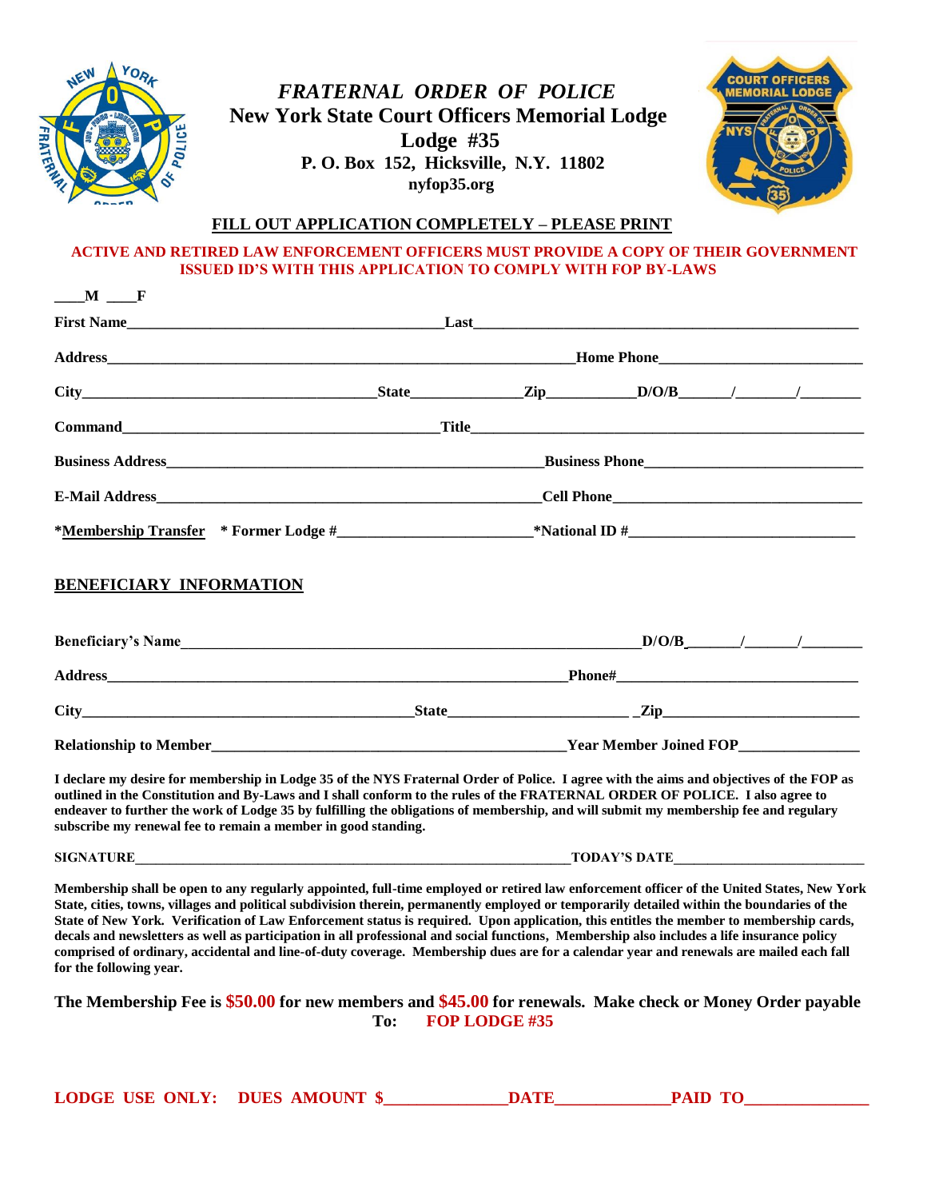# *FRATERNAL ORDER OF POLICE*

## New York State Court Officers Memorial Lodge

## Lodge #35

**P. O. Box 152, Hicksville, N.Y. 11802**

**nyfop35.org**

**FILL OUT APPLICATION COMPLETELY – PLEASE PRINT**

**ACTIVE AND RETIRED LAW ENFORCEMENT OFFICERS MUST PROVIDE A COPY OF THEIR GOVERNMENT ISSUED ID'S WITH THIS APPLICATION TO COMPLY WITH FOP BY-LAWS**

**\_\_\_\_M \_\_\_\_F**

**First Name**\_\_\_\_\_\_\_\_\_\_\_\_\_\_\_\_\_\_\_\_\_\_\_\_\_\_\_\_\_\_\_\_\_\_\_\_\_\_\_\_ **Last**\_\_\_\_\_\_\_\_\_\_\_\_\_\_\_\_\_\_\_\_\_\_\_\_\_\_\_\_\_\_\_\_\_\_\_\_\_\_\_\_\_\_\_\_\_\_\_\_\_\_

**Address**\_\_\_\_\_\_\_\_\_\_\_\_\_\_\_\_\_\_\_\_\_\_\_\_\_\_\_\_\_\_\_\_\_\_\_\_\_\_\_\_\_\_\_\_\_\_\_\_\_\_\_\_\_\_\_\_\_\_ **Home Phone**\_\_\_\_\_\_\_\_\_\_\_\_\_\_\_\_\_\_\_\_\_\_\_\_\_\_

**City**\_\_\_\_\_\_\_\_\_\_\_\_\_\_\_\_\_\_\_\_\_\_\_\_\_\_\_\_\_\_\_\_\_\_\_\_\_\_ **State**\_\_\_\_\_\_\_\_\_\_\_\_\_\_ **Zip**\_\_\_\_\_\_\_\_\_\_\_ **D/O/B**\_\_\_\_\_\_/\_\_\_\_\_\_\_/\_\_\_\_\_\_\_\_

**Command**\_\_\_\_\_\_\_\_\_\_\_\_\_\_\_\_\_\_\_\_\_\_\_\_\_\_\_\_\_\_\_\_\_\_\_\_\_\_\_\_ **Title**\_\_\_\_\_\_\_\_\_\_\_\_\_\_\_\_\_\_\_\_\_\_\_\_\_\_\_\_\_\_\_\_\_\_\_\_\_\_\_\_\_\_\_\_\_\_\_\_\_\_

**Business Address**\_\_\_\_\_\_\_\_\_\_\_\_\_\_\_\_\_\_\_\_\_\_\_\_\_\_\_\_\_\_\_\_\_\_\_\_\_\_\_\_\_\_\_\_\_\_\_\_\_\_ **Business Phone**\_\_\_\_\_\_\_\_\_\_\_\_\_\_\_\_\_\_\_\_\_\_\_\_\_\_\_\_

**E-Mail Address**\_\_\_\_\_\_\_\_\_\_\_\_\_\_\_\_\_\_\_\_\_\_\_\_\_\_\_\_\_\_\_\_\_\_\_\_\_\_\_\_\_\_\_\_\_\_\_\_\_\_\_\_ **Cell Phone**\_\_\_\_\_\_\_\_\_\_\_\_\_\_\_\_\_\_\_\_\_\_\_\_\_\_\_\_\_\_\_\_\_\_

**\*Membership Transfer** **\* Former Lodge #**\_\_\_\_\_\_\_\_\_\_\_\_\_\_\_\_\_\_\_\_\_\_\_\_\_ **\*National ID #**\_\_\_\_\_\_\_\_\_\_\_\_\_\_\_\_\_\_\_\_\_\_\_\_\_\_\_\_\_\_

## BENEFICIARY INFORMATION

**Beneficiary's Name**\_\_\_\_\_\_\_\_\_\_\_\_\_\_\_\_\_\_\_\_\_\_\_\_\_\_\_\_\_\_\_\_\_\_\_\_\_\_\_\_\_\_\_\_\_\_\_\_\_\_\_\_\_\_\_\_\_\_\_\_\_ **D/O/B**\_\_\_\_\_\_\_/\_\_\_\_\_\_\_/\_\_\_\_\_\_\_\_

**Address**\_\_\_\_\_\_\_\_\_\_\_\_\_\_\_\_\_\_\_\_\_\_\_\_\_\_\_\_\_\_\_\_\_\_\_\_\_\_\_\_\_\_\_\_\_\_\_\_\_\_\_\_\_\_\_\_\_\_\_\_ **Phone#**\_\_\_\_\_\_\_\_\_\_\_\_\_\_\_\_\_\_\_\_\_\_\_\_\_\_\_\_\_\_\_\_

**City**\_\_\_\_\_\_\_\_\_\_\_\_\_\_\_\_\_\_\_\_\_\_\_\_\_\_\_\_\_\_\_\_\_\_\_\_\_\_\_\_\_\_\_ **State**\_\_\_\_\_\_\_\_\_\_\_\_\_\_\_\_\_\_\_\_\_\_\_\_ **Zip**\_\_\_\_\_\_\_\_\_\_\_\_\_\_\_\_\_\_\_\_\_\_\_\_\_\_

**Relationship to Member**\_\_\_\_\_\_\_\_\_\_\_\_\_\_\_\_\_\_\_\_\_\_\_\_\_\_\_\_\_\_\_\_\_\_\_\_\_\_\_\_\_\_\_\_\_\_\_ **Year Member Joined FOP**\_\_\_\_\_\_\_\_\_\_\_\_\_\_\_\_

**I declare my desire for membership in Lodge 35 of the NYS Fraternal Order of Police. I agree with the aims and objectives of the FOP as outlined in the Constitution and By-Laws and I shall conform to the rules of the FRATERNAL ORDER OF POLICE. I also agree to endeavor to further the work of Lodge 35 by fulfilling the obligations of membership, and will submit my membership fee and regulary subscribe my renewal fee to remain a member in good standing.**

**SIGNATURE**\_\_\_\_\_\_\_\_\_\_\_\_\_\_\_\_\_\_\_\_\_\_\_\_\_\_\_\_\_\_\_\_\_\_\_\_\_\_\_\_\_\_\_\_\_\_\_\_\_\_\_\_\_\_\_\_\_\_\_\_\_\_\_ **TODAY'S DATE**\_\_\_\_\_\_\_\_\_\_\_\_\_\_\_\_\_\_\_\_\_\_\_\_\_\_\_

**Membership shall be open to any regularly appointed, full-time employed or retired law enforcement officer of the United States, New York State, cities, towns, villages and political subdivision therein, permanently employed or temporarily detailed within the boundaries of the State of New York. Verification of Law Enforcement status is required. Upon application, this entitles the member to membership cards, decals and newsletters as well as participation in all professional and social functions, Membership also includes a life insurance policy comprised of ordinary, accidental and line-of-duty coverage. Membership dues are for a calendar year and renewals are mailed each fall for the following year.**

**The Membership Fee is $50.00 for new members and $45.00 for renewals. Make check or Money Order payable To: FOP LODGE #35**

**LODGE USE ONLY: DUES AMOUNT $**\_\_\_\_\_\_\_\_\_\_\_\_\_\_\_ **DATE**\_\_\_\_\_\_\_\_\_\_\_\_\_\_ **PAID TO**\_\_\_\_\_\_\_\_\_\_\_\_\_\_\_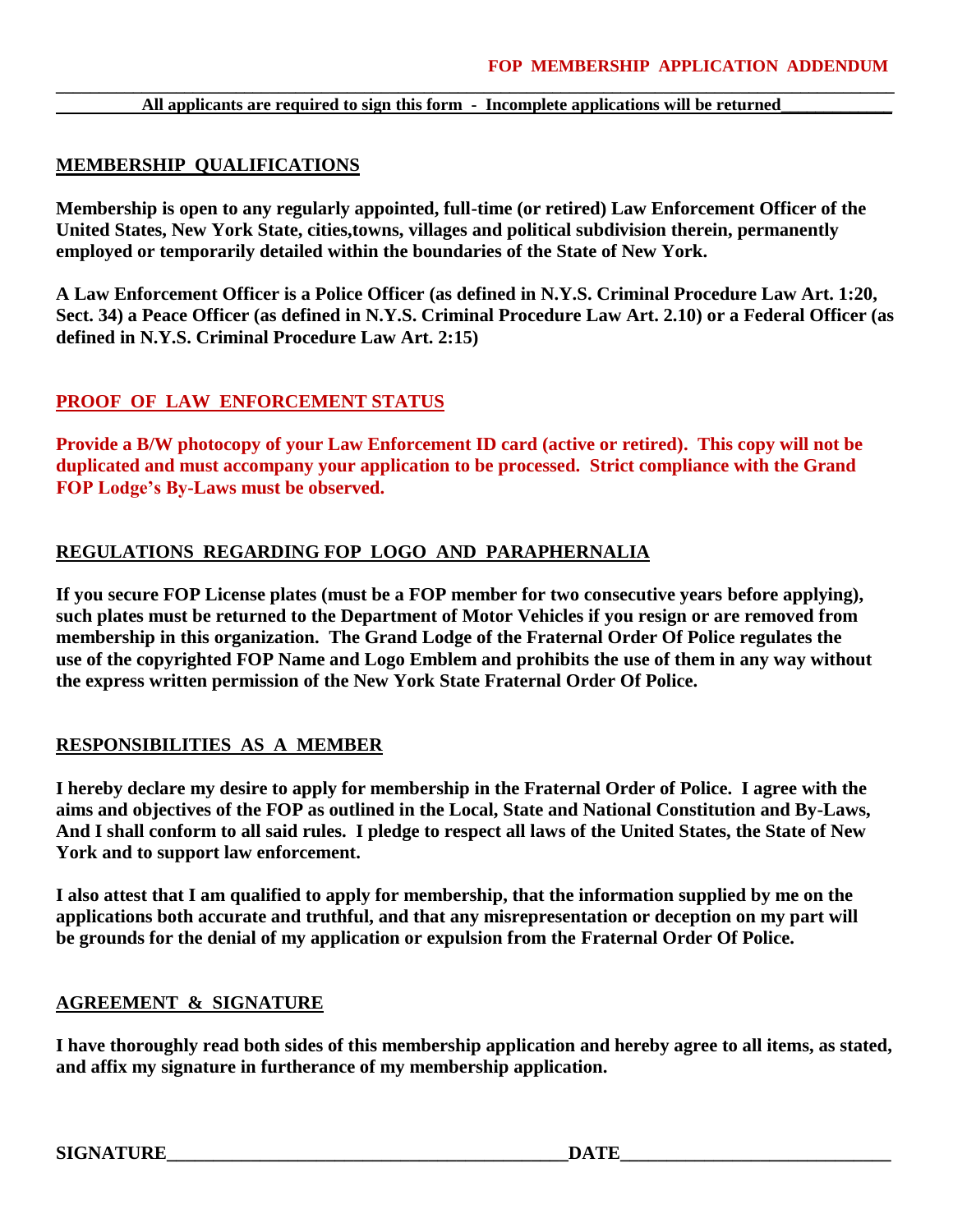**FOP MEMBERSHIP APPLICATION ADDENDUM**

**All applicants are required to sign this form - Incomplete applications will be returned**

## MEMBERSHIP QUALIFICATIONS

**Membership is open to any regularly appointed, full-time (or retired) Law Enforcement Officer of the United States, New York State, cities,towns, villages and political subdivision therein, permanently employed or temporarily detailed within the boundaries of the State of New York.**

**A Law Enforcement Officer is a Police Officer (as defined in N.Y.S. Criminal Procedure Law Art. 1:20, Sect. 34) a Peace Officer (as defined in N.Y.S. Criminal Procedure Law Art. 2.10) or a Federal Officer (as defined in N.Y.S. Criminal Procedure Law Art. 2:15)**

## PROOF OF LAW ENFORCEMENT STATUS

**Provide a B/W photocopy of your Law Enforcement ID card (active or retired). This copy will not be duplicated and must accompany your application to be processed. Strict compliance with the Grand FOP Lodge's By-Laws must be observed.**

## REGULATIONS REGARDING FOP LOGO AND PARAPHERNALIA

**If you secure FOP License plates (must be a FOP member for two consecutive years before applying), such plates must be returned to the Department of Motor Vehicles if you resign or are removed from membership in this organization. The Grand Lodge of the Fraternal Order Of Police regulates the use of the copyrighted FOP Name and Logo Emblem and prohibits the use of them in any way without the express written permission of the New York State Fraternal Order Of Police.**

## RESPONSIBILITIES AS A MEMBER

**I hereby declare my desire to apply for membership in the Fraternal Order of Police. I agree with the aims and objectives of the FOP as outlined in the Local, State and National Constitution and By-Laws, And I shall conform to all said rules. I pledge to respect all laws of the United States, the State of New York and to support law enforcement.**

**I also attest that I am qualified to apply for membership, that the information supplied by me on the applications both accurate and truthful, and that any misrepresentation or deception on my part will be grounds for the denial of my application or expulsion from the Fraternal Order Of Police.**

## AGREEMENT & SIGNATURE

**I have thoroughly read both sides of this membership application and hereby agree to all items, as stated, and affix my signature in furtherance of my membership application.**

**SIGNATURE**_____________________________________________**DATE**_____________________________